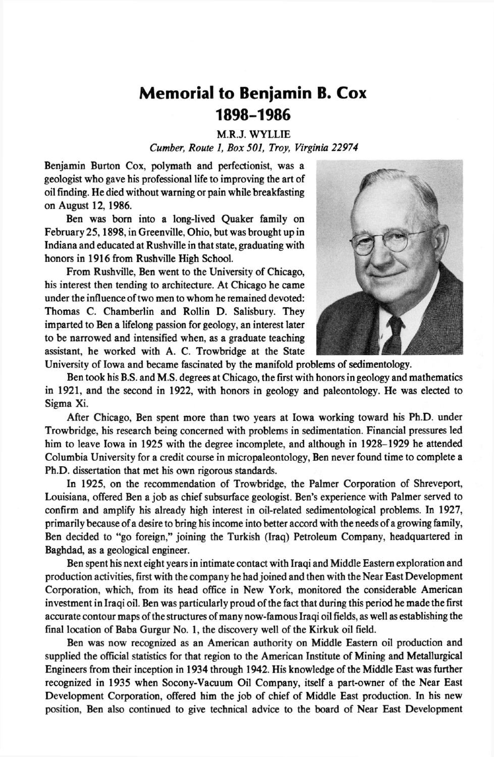# Memorial to Benjamin B. Cox
# 1898–1986

M.R.J. WYLLIE

*Cumber, Route 1, Box 501, Troy, Virginia 22974*

Benjamin Burton Cox, polymath and perfectionist, was a geologist who gave his professional life to improving the art of oil finding. He died without warning or pain while breakfasting on August 12, 1986.

Ben was born into a long-lived Quaker family on February 25, 1898, in Greenville, Ohio, but was brought up in Indiana and educated at Rushville in that state, graduating with honors in 1916 from Rushville High School.

From Rushville, Ben went to the University of Chicago, his interest then tending to architecture. At Chicago he came under the influence of two men to whom he remained devoted: Thomas C. Chamberlin and Rollin D. Salisbury. They imparted to Ben a lifelong passion for geology, an interest later to be narrowed and intensified when, as a graduate teaching assistant, he worked with A. C. Trowbridge at the State University of Iowa and became fascinated by the manifold problems of sedimentology.

Ben took his B.S. and M.S. degrees at Chicago, the first with honors in geology and mathematics in 1921, and the second in 1922, with honors in geology and paleontology. He was elected to Sigma Xi.

After Chicago, Ben spent more than two years at Iowa working toward his Ph.D. under Trowbridge, his research being concerned with problems in sedimentation. Financial pressures led him to leave Iowa in 1925 with the degree incomplete, and although in 1928–1929 he attended Columbia University for a credit course in micropaleontology, Ben never found time to complete a Ph.D. dissertation that met his own rigorous standards.

In 1925, on the recommendation of Trowbridge, the Palmer Corporation of Shreveport, Louisiana, offered Ben a job as chief subsurface geologist. Ben's experience with Palmer served to confirm and amplify his already high interest in oil-related sedimentological problems. In 1927, primarily because of a desire to bring his income into better accord with the needs of a growing family, Ben decided to "go foreign," joining the Turkish (Iraq) Petroleum Company, headquartered in Baghdad, as a geological engineer.

Ben spent his next eight years in intimate contact with Iraqi and Middle Eastern exploration and production activities, first with the company he had joined and then with the Near East Development Corporation, which, from its head office in New York, monitored the considerable American investment in Iraqi oil. Ben was particularly proud of the fact that during this period he made the first accurate contour maps of the structures of many now-famous Iraqi oil fields, as well as establishing the final location of Baba Gurgur No. 1, the discovery well of the Kirkuk oil field.

Ben was now recognized as an American authority on Middle Eastern oil production and supplied the official statistics for that region to the American Institute of Mining and Metallurgical Engineers from their inception in 1934 through 1942. His knowledge of the Middle East was further recognized in 1935 when Socony-Vacuum Oil Company, itself a part-owner of the Near East Development Corporation, offered him the job of chief of Middle East production. In his new position, Ben also continued to give technical advice to the board of Near East Development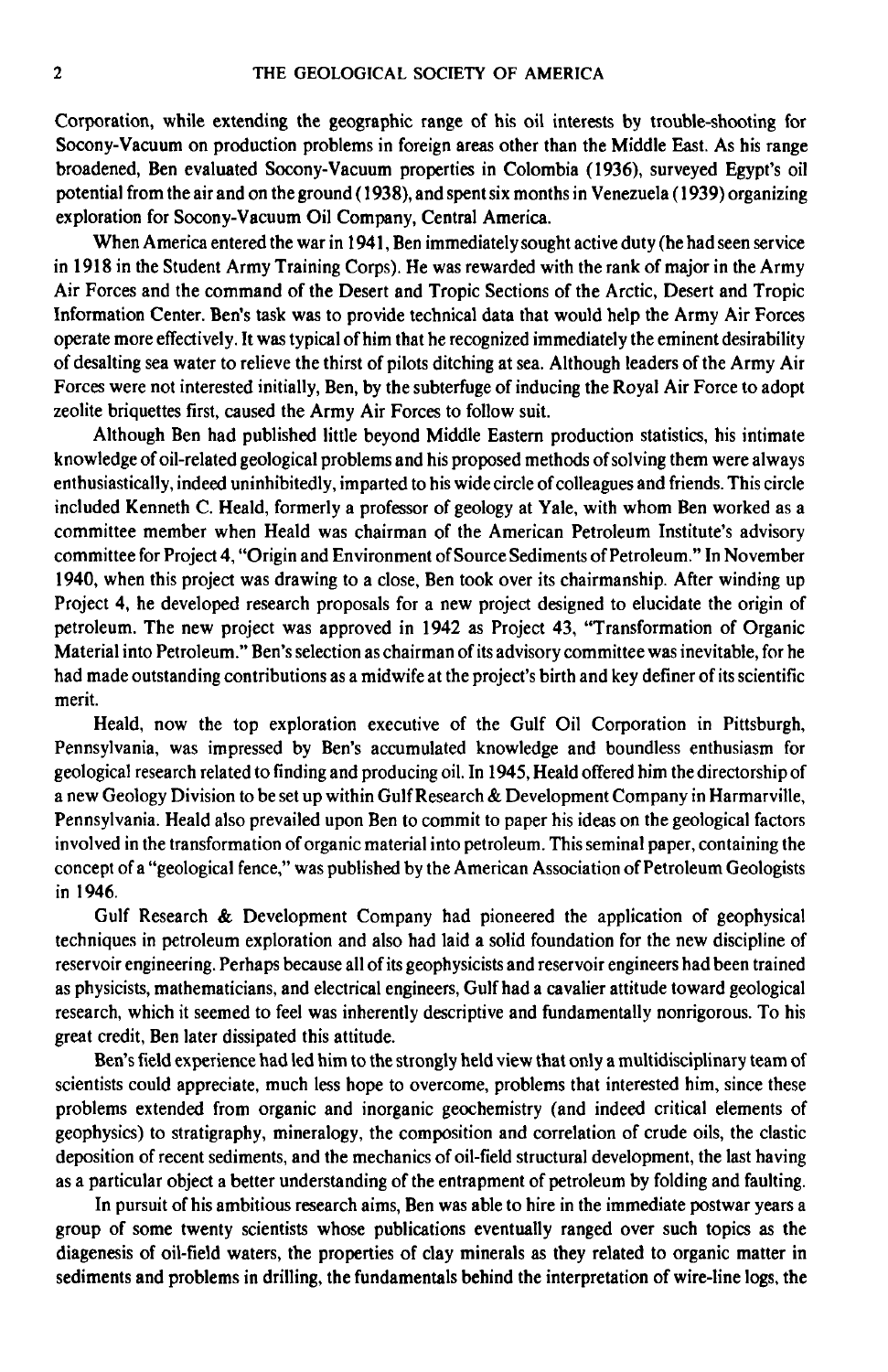Corporation, while extending the geographic range of his oil interests by trouble-shooting for Socony-Vacuum on production problems in foreign areas other than the Middle East. As his range broadened, Ben evaluated Socony-Vacuum properties in Colombia (1936), surveyed Egypt's oil potential from the air and on the ground (1938), and spent six months in Venezuela (1939) organizing exploration for Socony-Vacuum Oil Company, Central America.

When America entered the war in 1941, Ben immediately sought active duty (he had seen service in 1918 in the Student Army Training Corps). He was rewarded with the rank of major in the Army Air Forces and the command of the Desert and Tropic Sections of the Arctic, Desert and Tropic Information Center. Ben's task was to provide technical data that would help the Army Air Forces operate more effectively. It was typical of him that he recognized immediately the eminent desirability of desalting sea water to relieve the thirst of pilots ditching at sea. Although leaders of the Army Air Forces were not interested initially, Ben, by the subterfuge of inducing the Royal Air Force to adopt zeolite briquettes first, caused the Army Air Forces to follow suit.

Although Ben had published little beyond Middle Eastern production statistics, his intimate knowledge of oil-related geological problems and his proposed methods of solving them were always enthusiastically, indeed uninhibitedly, imparted to his wide circle of colleagues and friends. This circle included Kenneth C. Heald, formerly a professor of geology at Yale, with whom Ben worked as a committee member when Heald was chairman of the American Petroleum Institute's advisory committee for Project 4, "Origin and Environment of Source Sediments of Petroleum." In November 1940, when this project was drawing to a close, Ben took over its chairmanship. After winding up Project 4, he developed research proposals for a new project designed to elucidate the origin of petroleum. The new project was approved in 1942 as Project 43, "Transformation of Organic Material into Petroleum." Ben's selection as chairman of its advisory committee was inevitable, for he had made outstanding contributions as a midwife at the project's birth and key definer of its scientific merit.

Heald, now the top exploration executive of the Gulf Oil Corporation in Pittsburgh, Pennsylvania, was impressed by Ben's accumulated knowledge and boundless enthusiasm for geological research related to finding and producing oil. In 1945, Heald offered him the directorship of a new Geology Division to be set up within Gulf Research & Development Company in Harmarville, Pennsylvania. Heald also prevailed upon Ben to commit to paper his ideas on the geological factors involved in the transformation of organic material into petroleum. This seminal paper, containing the concept of a "geological fence," was published by the American Association of Petroleum Geologists in 1946.

Gulf Research & Development Company had pioneered the application of geophysical techniques in petroleum exploration and also had laid a solid foundation for the new discipline of reservoir engineering. Perhaps because all of its geophysicists and reservoir engineers had been trained as physicists, mathematicians, and electrical engineers, Gulf had a cavalier attitude toward geological research, which it seemed to feel was inherently descriptive and fundamentally nonrigorous. To his great credit, Ben later dissipated this attitude.

Ben's field experience had led him to the strongly held view that only a multidisciplinary team of scientists could appreciate, much less hope to overcome, problems that interested him, since these problems extended from organic and inorganic geochemistry (and indeed critical elements of geophysics) to stratigraphy, mineralogy, the composition and correlation of crude oils, the clastic deposition of recent sediments, and the mechanics of oil-field structural development, the last having as a particular object a better understanding of the entrapment of petroleum by folding and faulting.

In pursuit of his ambitious research aims, Ben was able to hire in the immediate postwar years a group of some twenty scientists whose publications eventually ranged over such topics as the diagenesis of oil-field waters, the properties of clay minerals as they related to organic matter in sediments and problems in drilling, the fundamentals behind the interpretation of wire-line logs, the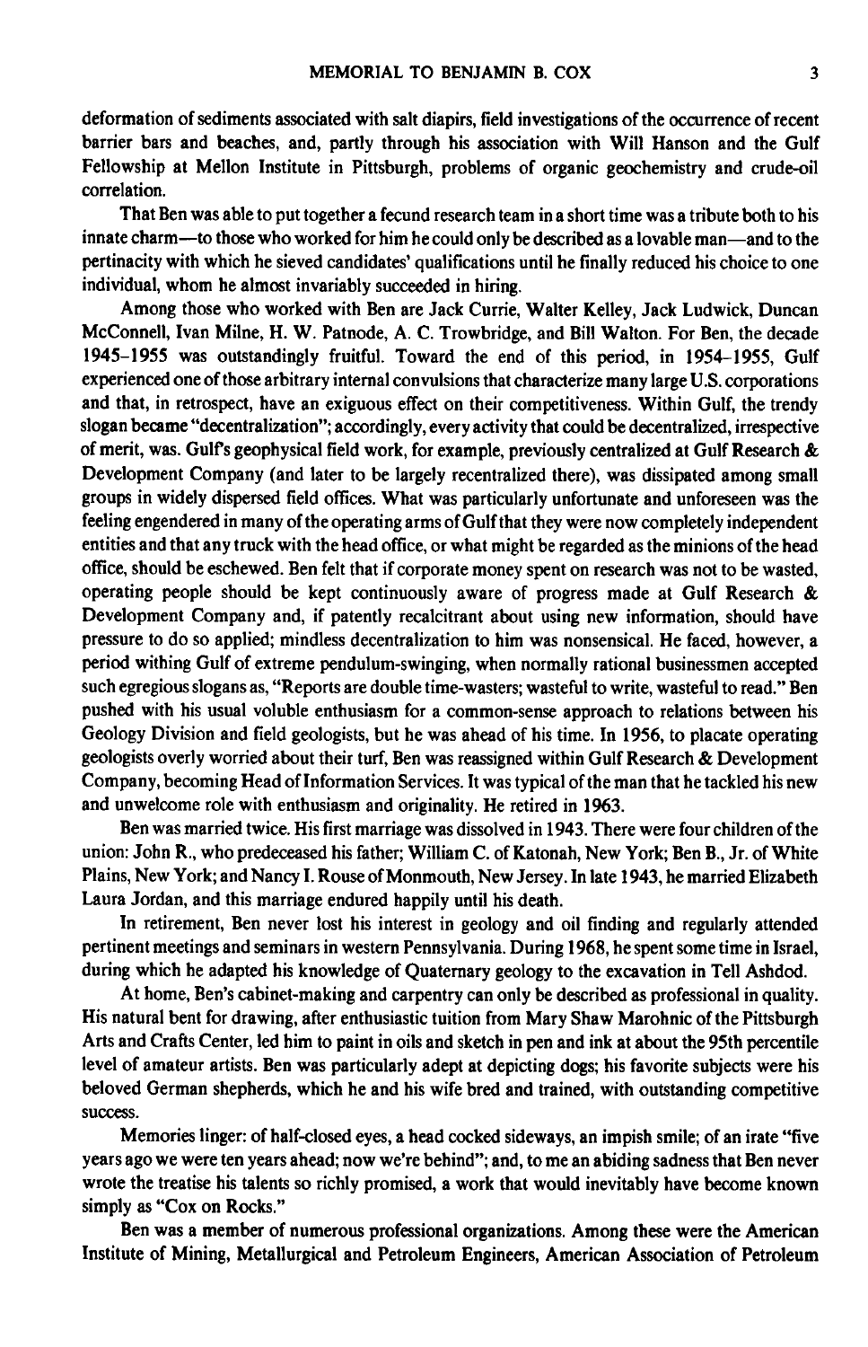deformation of sediments associated with salt diapirs, field investigations of the occurrence of recent barrier bars and beaches, and, partly through his association with Will Hanson and the Gulf Fellowship at Mellon Institute in Pittsburgh, problems of organic geochemistry and crude-oil correlation.

That Ben was able to put together a fecund research team in a short time was a tribute both to his innate charm—to those who worked for him he could only be described as a lovable man—and to the pertinacity with which he sieved candidates' qualifications until he finally reduced his choice to one individual, whom he almost invariably succeeded in hiring.

Among those who worked with Ben are Jack Currie, Walter Kelley, Jack Ludwick, Duncan McConnell, Ivan Milne, H. W. Patnode, A. C. Trowbridge, and Bill Walton. For Ben, the decade 1945–1955 was outstandingly fruitful. Toward the end of this period, in 1954–1955, Gulf experienced one of those arbitrary internal convulsions that characterize many large U.S. corporations and that, in retrospect, have an exiguous effect on their competitiveness. Within Gulf, the trendy slogan became "decentralization"; accordingly, every activity that could be decentralized, irrespective of merit, was. Gulf's geophysical field work, for example, previously centralized at Gulf Research & Development Company (and later to be largely recentralized there), was dissipated among small groups in widely dispersed field offices. What was particularly unfortunate and unforeseen was the feeling engendered in many of the operating arms of Gulf that they were now completely independent entities and that any truck with the head office, or what might be regarded as the minions of the head office, should be eschewed. Ben felt that if corporate money spent on research was not to be wasted, operating people should be kept continuously aware of progress made at Gulf Research & Development Company and, if patently recalcitrant about using new information, should have pressure to do so applied; mindless decentralization to him was nonsensical. He faced, however, a period withing Gulf of extreme pendulum-swinging, when normally rational businessmen accepted such egregious slogans as, "Reports are double time-wasters; wasteful to write, wasteful to read." Ben pushed with his usual voluble enthusiasm for a common-sense approach to relations between his Geology Division and field geologists, but he was ahead of his time. In 1956, to placate operating geologists overly worried about their turf, Ben was reassigned within Gulf Research & Development Company, becoming Head of Information Services. It was typical of the man that he tackled his new and unwelcome role with enthusiasm and originality. He retired in 1963.

Ben was married twice. His first marriage was dissolved in 1943. There were four children of the union: John R., who predeceased his father; William C. of Katonah, New York; Ben B., Jr. of White Plains, New York; and Nancy I. Rouse of Monmouth, New Jersey. In late 1943, he married Elizabeth Laura Jordan, and this marriage endured happily until his death.

In retirement, Ben never lost his interest in geology and oil finding and regularly attended pertinent meetings and seminars in western Pennsylvania. During 1968, he spent some time in Israel, during which he adapted his knowledge of Quaternary geology to the excavation in Tell Ashdod.

At home, Ben's cabinet-making and carpentry can only be described as professional in quality. His natural bent for drawing, after enthusiastic tuition from Mary Shaw Marohnic of the Pittsburgh Arts and Crafts Center, led him to paint in oils and sketch in pen and ink at about the 95th percentile level of amateur artists. Ben was particularly adept at depicting dogs; his favorite subjects were his beloved German shepherds, which he and his wife bred and trained, with outstanding competitive success.

Memories linger: of half-closed eyes, a head cocked sideways, an impish smile; of an irate "five years ago we were ten years ahead; now we're behind"; and, to me an abiding sadness that Ben never wrote the treatise his talents so richly promised, a work that would inevitably have become known simply as "Cox on Rocks."

Ben was a member of numerous professional organizations. Among these were the American Institute of Mining, Metallurgical and Petroleum Engineers, American Association of Petroleum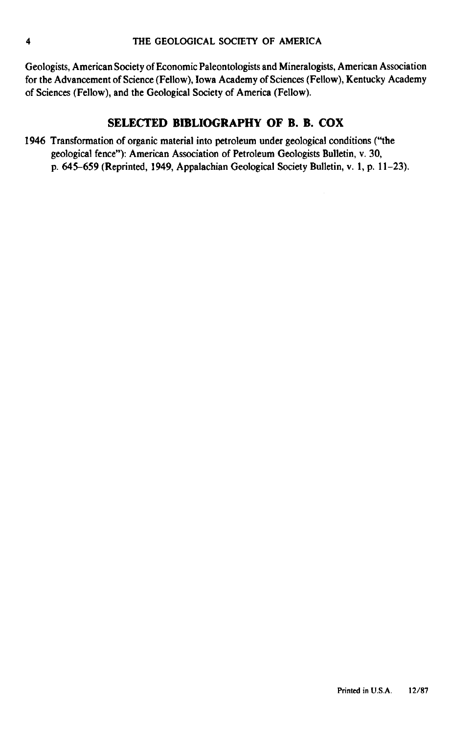Geologists, American Society of Economic Paleontologists and Mineralogists, American Association for the Advancement of Science (Fellow), Iowa Academy of Sciences (Fellow), Kentucky Academy of Sciences (Fellow), and the Geological Society of America (Fellow).

## SELECTED BIBLIOGRAPHY OF B. B. COX

1946 Transformation of organic material into petroleum under geological conditions ("the geological fence"): American Association of Petroleum Geologists Bulletin, v. 30, p. 645–659 (Reprinted, 1949, Appalachian Geological Society Bulletin, v. 1, p. 11–23).

Printed in U.S.A. 12/87